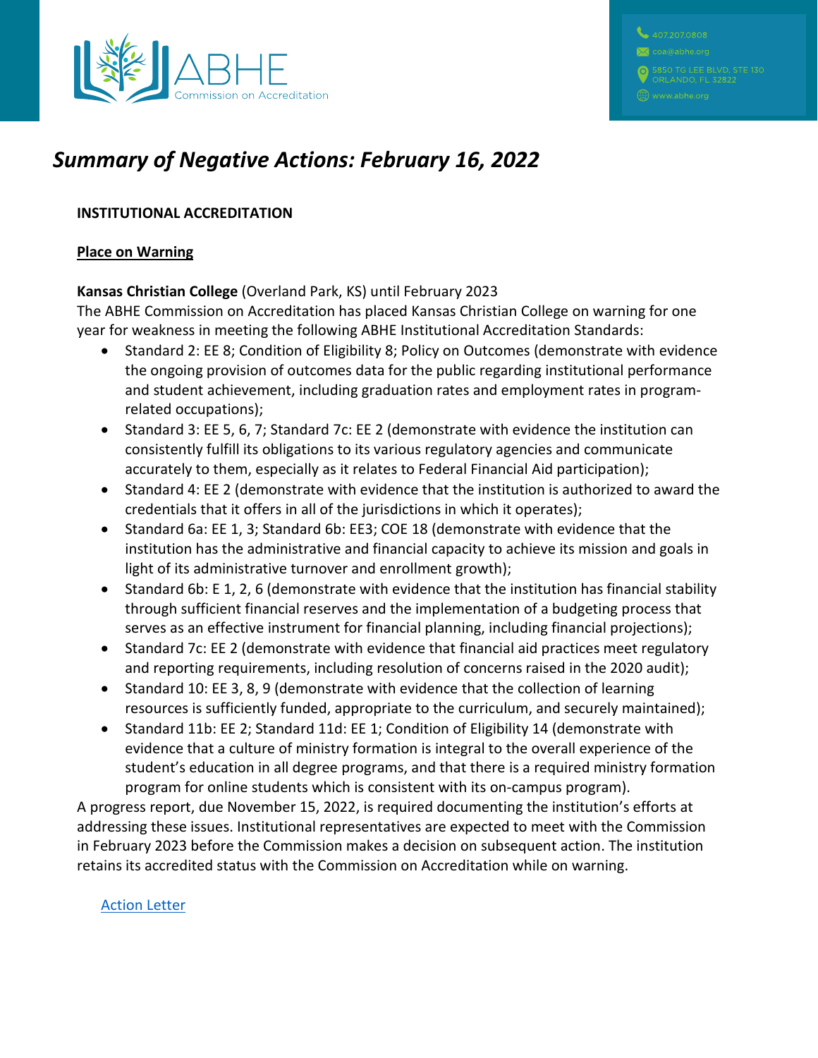# *Summary of Negative Actions: February 16, 2022*

**INSTITUTIONAL ACCREDITATION**

**Place on Warning**

**Kansas Christian College** (Overland Park, KS) until February 2023

The ABHE Commission on Accreditation has placed Kansas Christian College on warning for one year for weakness in meeting the following ABHE Institutional Accreditation Standards:

- Standard 2: EE 8; Condition of Eligibility 8; Policy on Outcomes (demonstrate with evidence the ongoing provision of outcomes data for the public regarding institutional performance and student achievement, including graduation rates and employment rates in program-related occupations);
- Standard 3: EE 5, 6, 7; Standard 7c: EE 2 (demonstrate with evidence the institution can consistently fulfill its obligations to its various regulatory agencies and communicate accurately to them, especially as it relates to Federal Financial Aid participation);
- Standard 4: EE 2 (demonstrate with evidence that the institution is authorized to award the credentials that it offers in all of the jurisdictions in which it operates);
- Standard 6a: EE 1, 3; Standard 6b: EE3; COE 18 (demonstrate with evidence that the institution has the administrative and financial capacity to achieve its mission and goals in light of its administrative turnover and enrollment growth);
- Standard 6b: E 1, 2, 6 (demonstrate with evidence that the institution has financial stability through sufficient financial reserves and the implementation of a budgeting process that serves as an effective instrument for financial planning, including financial projections);
- Standard 7c: EE 2 (demonstrate with evidence that financial aid practices meet regulatory and reporting requirements, including resolution of concerns raised in the 2020 audit);
- Standard 10: EE 3, 8, 9 (demonstrate with evidence that the collection of learning resources is sufficiently funded, appropriate to the curriculum, and securely maintained);
- Standard 11b: EE 2; Standard 11d: EE 1; Condition of Eligibility 14 (demonstrate with evidence that a culture of ministry formation is integral to the overall experience of the student's education in all degree programs, and that there is a required ministry formation program for online students which is consistent with its on-campus program).

A progress report, due November 15, 2022, is required documenting the institution's efforts at addressing these issues. Institutional representatives are expected to meet with the Commission in February 2023 before the Commission makes a decision on subsequent action. The institution retains its accredited status with the Commission on Accreditation while on warning.

Action Letter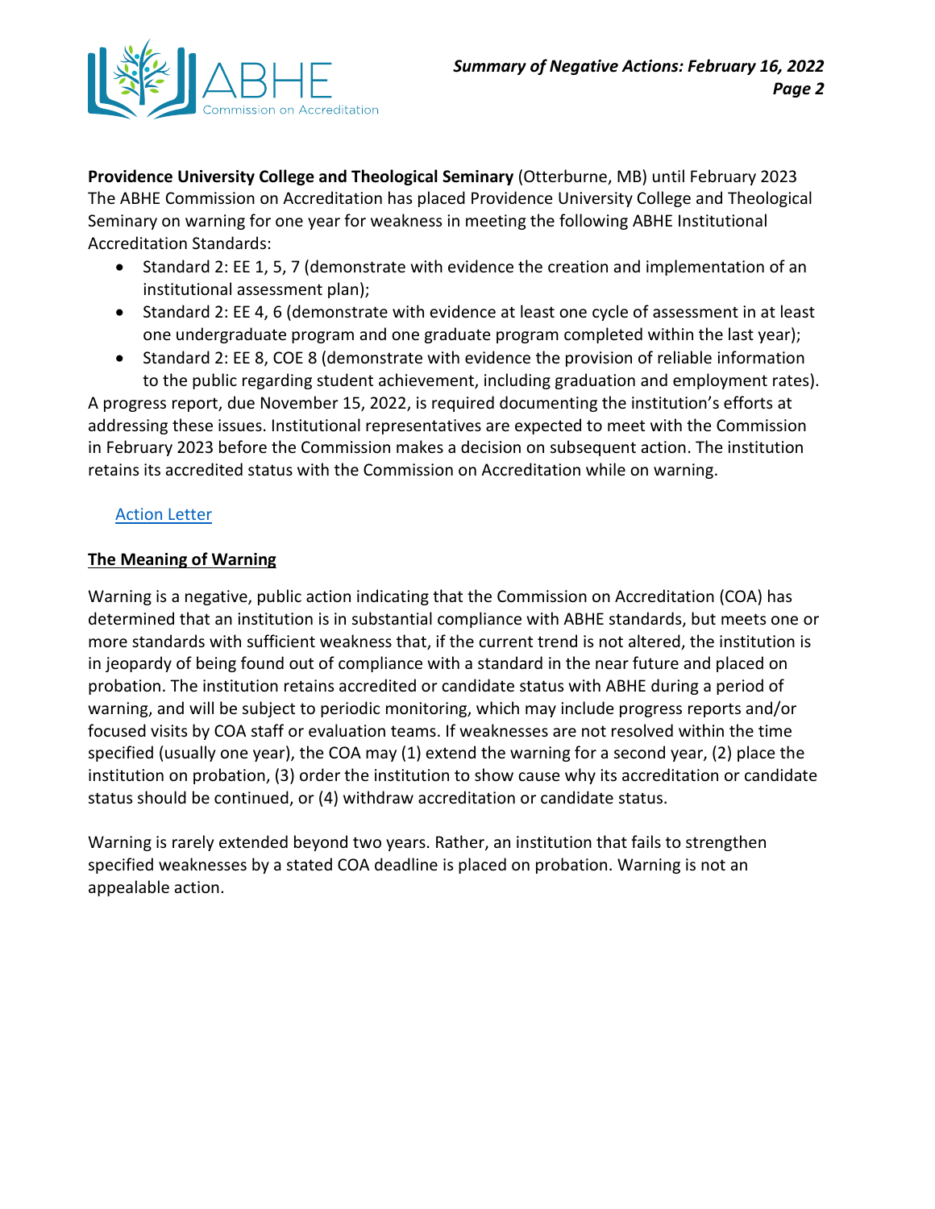**Providence University College and Theological Seminary** (Otterburne, MB) until February 2023
The ABHE Commission on Accreditation has placed Providence University College and Theological Seminary on warning for one year for weakness in meeting the following ABHE Institutional Accreditation Standards:

- Standard 2: EE 1, 5, 7 (demonstrate with evidence the creation and implementation of an institutional assessment plan);
- Standard 2: EE 4, 6 (demonstrate with evidence at least one cycle of assessment in at least one undergraduate program and one graduate program completed within the last year);
- Standard 2: EE 8, COE 8 (demonstrate with evidence the provision of reliable information to the public regarding student achievement, including graduation and employment rates).

A progress report, due November 15, 2022, is required documenting the institution's efforts at addressing these issues. Institutional representatives are expected to meet with the Commission in February 2023 before the Commission makes a decision on subsequent action. The institution retains its accredited status with the Commission on Accreditation while on warning.

[Action Letter]

**The Meaning of Warning**

Warning is a negative, public action indicating that the Commission on Accreditation (COA) has determined that an institution is in substantial compliance with ABHE standards, but meets one or more standards with sufficient weakness that, if the current trend is not altered, the institution is in jeopardy of being found out of compliance with a standard in the near future and placed on probation. The institution retains accredited or candidate status with ABHE during a period of warning, and will be subject to periodic monitoring, which may include progress reports and/or focused visits by COA staff or evaluation teams. If weaknesses are not resolved within the time specified (usually one year), the COA may (1) extend the warning for a second year, (2) place the institution on probation, (3) order the institution to show cause why its accreditation or candidate status should be continued, or (4) withdraw accreditation or candidate status.

Warning is rarely extended beyond two years. Rather, an institution that fails to strengthen specified weaknesses by a stated COA deadline is placed on probation. Warning is not an appealable action.